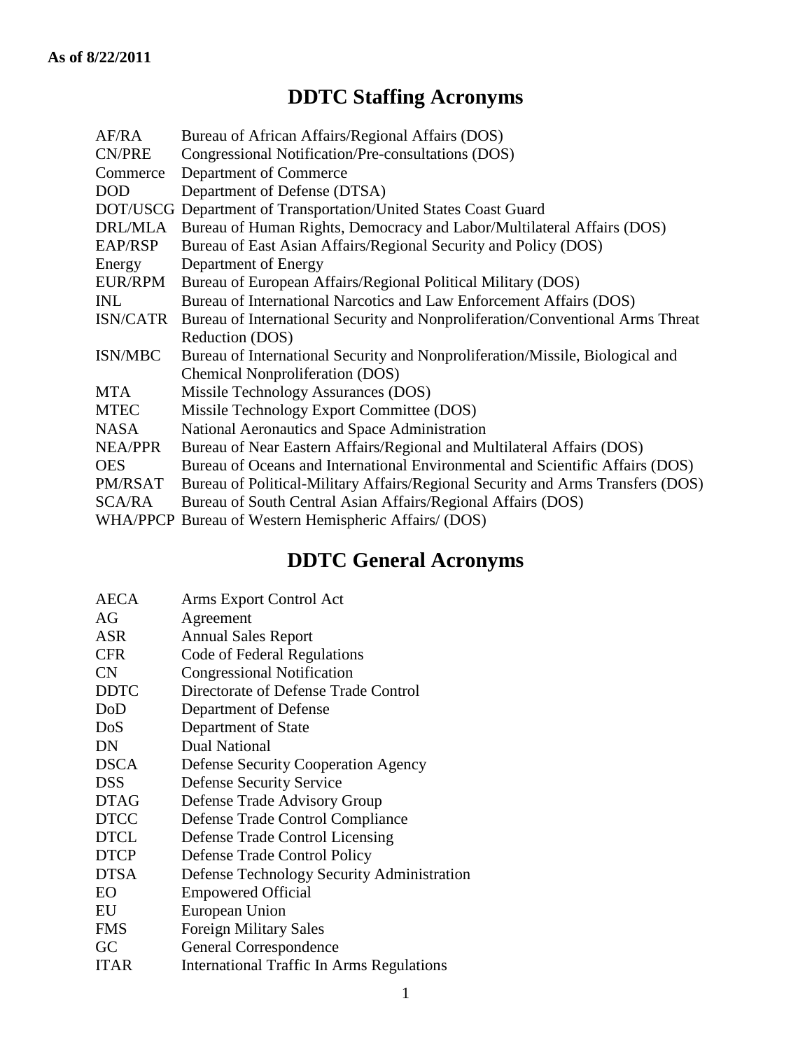**As of 8/22/2011**

# DDTC Staffing Acronyms

| | |
|---|---|
| AF/RA | Bureau of African Affairs/Regional Affairs (DOS) |
| CN/PRE | Congressional Notification/Pre-consultations (DOS) |
| Commerce | Department of Commerce |
| DOD | Department of Defense (DTSA) |
| DOT/USCG | Department of Transportation/United States Coast Guard |
| DRL/MLA | Bureau of Human Rights, Democracy and Labor/Multilateral Affairs (DOS) |
| EAP/RSP | Bureau of East Asian Affairs/Regional Security and Policy (DOS) |
| Energy | Department of Energy |
| EUR/RPM | Bureau of European Affairs/Regional Political Military (DOS) |
| INL | Bureau of International Narcotics and Law Enforcement Affairs (DOS) |
| ISN/CATR | Bureau of International Security and Nonproliferation/Conventional Arms Threat Reduction (DOS) |
| ISN/MBC | Bureau of International Security and Nonproliferation/Missile, Biological and Chemical Nonproliferation (DOS) |
| MTA | Missile Technology Assurances (DOS) |
| MTEC | Missile Technology Export Committee (DOS) |
| NASA | National Aeronautics and Space Administration |
| NEA/PPR | Bureau of Near Eastern Affairs/Regional and Multilateral Affairs (DOS) |
| OES | Bureau of Oceans and International Environmental and Scientific Affairs (DOS) |
| PM/RSAT | Bureau of Political-Military Affairs/Regional Security and Arms Transfers (DOS) |
| SCA/RA | Bureau of South Central Asian Affairs/Regional Affairs (DOS) |
| WHA/PPCP | Bureau of Western Hemispheric Affairs/ (DOS) |

# DDTC General Acronyms

| | |
|---|---|
| AECA | Arms Export Control Act |
| AG | Agreement |
| ASR | Annual Sales Report |
| CFR | Code of Federal Regulations |
| CN | Congressional Notification |
| DDTC | Directorate of Defense Trade Control |
| DoD | Department of Defense |
| DoS | Department of State |
| DN | Dual National |
| DSCA | Defense Security Cooperation Agency |
| DSS | Defense Security Service |
| DTAG | Defense Trade Advisory Group |
| DTCC | Defense Trade Control Compliance |
| DTCL | Defense Trade Control Licensing |
| DTCP | Defense Trade Control Policy |
| DTSA | Defense Technology Security Administration |
| EO | Empowered Official |
| EU | European Union |
| FMS | Foreign Military Sales |
| GC | General Correspondence |
| ITAR | International Traffic In Arms Regulations |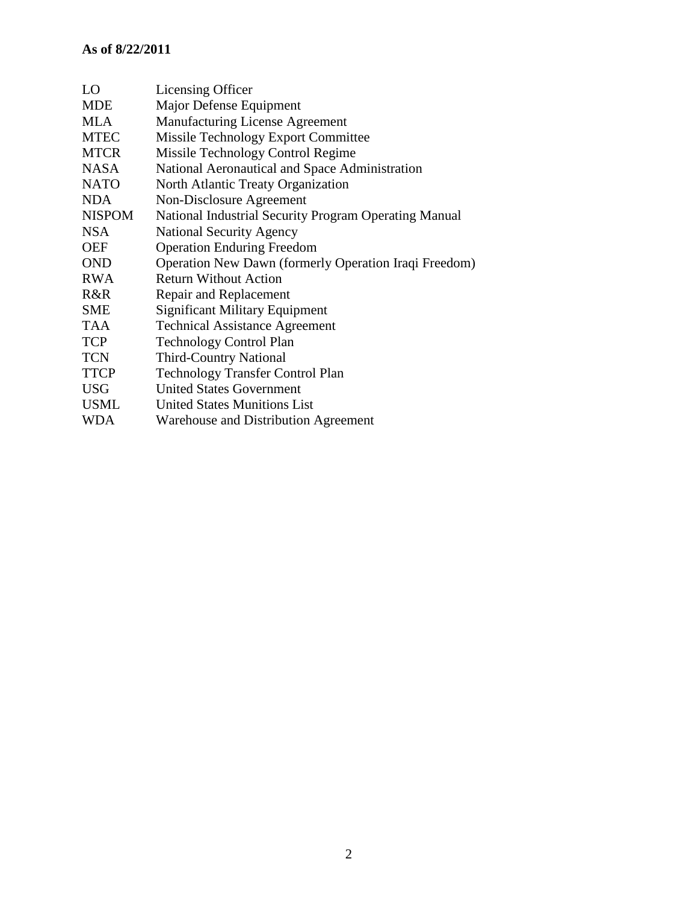**As of 8/22/2011**

| | |
|---|---|
| LO | Licensing Officer |
| MDE | Major Defense Equipment |
| MLA | Manufacturing License Agreement |
| MTEC | Missile Technology Export Committee |
| MTCR | Missile Technology Control Regime |
| NASA | National Aeronautical and Space Administration |
| NATO | North Atlantic Treaty Organization |
| NDA | Non-Disclosure Agreement |
| NISPOM | National Industrial Security Program Operating Manual |
| NSA | National Security Agency |
| OEF | Operation Enduring Freedom |
| OND | Operation New Dawn (formerly Operation Iraqi Freedom) |
| RWA | Return Without Action |
| R&R | Repair and Replacement |
| SME | Significant Military Equipment |
| TAA | Technical Assistance Agreement |
| TCP | Technology Control Plan |
| TCN | Third-Country National |
| TTCP | Technology Transfer Control Plan |
| USG | United States Government |
| USML | United States Munitions List |
| WDA | Warehouse and Distribution Agreement |